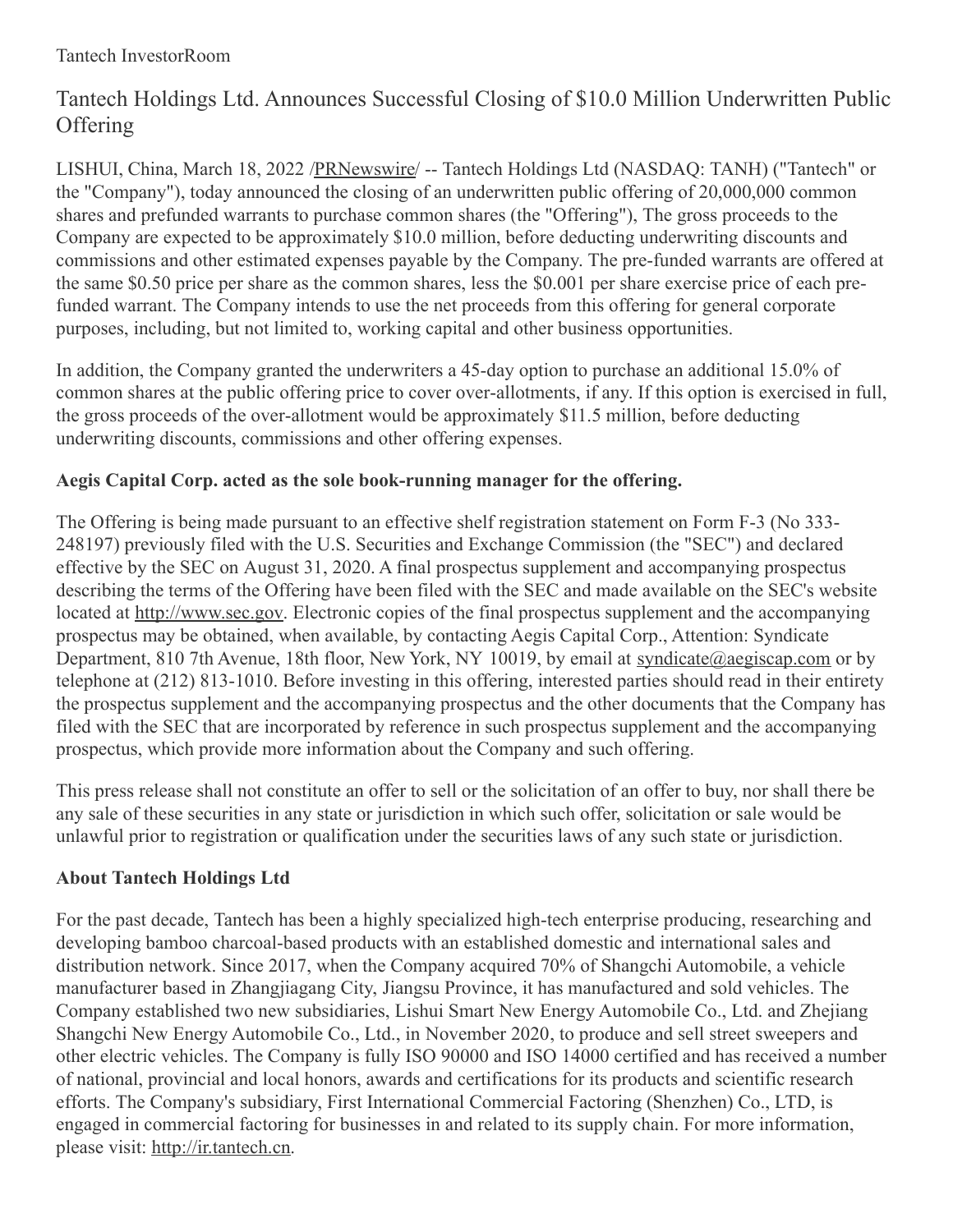Tantech InvestorRoom

# Tantech Holdings Ltd. Announces Successful Closing of $10.0 Million Underwritten Public Offering

LISHUI, China, March 18, 2022 /PRNewswire/ -- Tantech Holdings Ltd (NASDAQ: TANH) ("Tantech" or the "Company"), today announced the closing of an underwritten public offering of 20,000,000 common shares and prefunded warrants to purchase common shares (the "Offering"), The gross proceeds to the Company are expected to be approximately $10.0 million, before deducting underwriting discounts and commissions and other estimated expenses payable by the Company. The pre-funded warrants are offered at the same $0.50 price per share as the common shares, less the $0.001 per share exercise price of each pre-funded warrant. The Company intends to use the net proceeds from this offering for general corporate purposes, including, but not limited to, working capital and other business opportunities.

In addition, the Company granted the underwriters a 45-day option to purchase an additional 15.0% of common shares at the public offering price to cover over-allotments, if any. If this option is exercised in full, the gross proceeds of the over-allotment would be approximately $11.5 million, before deducting underwriting discounts, commissions and other offering expenses.

**Aegis Capital Corp. acted as the sole book-running manager for the offering.**

The Offering is being made pursuant to an effective shelf registration statement on Form F-3 (No 333-248197) previously filed with the U.S. Securities and Exchange Commission (the "SEC") and declared effective by the SEC on August 31, 2020. A final prospectus supplement and accompanying prospectus describing the terms of the Offering have been filed with the SEC and made available on the SEC's website located at http://www.sec.gov. Electronic copies of the final prospectus supplement and the accompanying prospectus may be obtained, when available, by contacting Aegis Capital Corp., Attention: Syndicate Department, 810 7th Avenue, 18th floor, New York, NY 10019, by email at syndicate@aegiscap.com or by telephone at (212) 813-1010. Before investing in this offering, interested parties should read in their entirety the prospectus supplement and the accompanying prospectus and the other documents that the Company has filed with the SEC that are incorporated by reference in such prospectus supplement and the accompanying prospectus, which provide more information about the Company and such offering.

This press release shall not constitute an offer to sell or the solicitation of an offer to buy, nor shall there be any sale of these securities in any state or jurisdiction in which such offer, solicitation or sale would be unlawful prior to registration or qualification under the securities laws of any such state or jurisdiction.

## About Tantech Holdings Ltd

For the past decade, Tantech has been a highly specialized high-tech enterprise producing, researching and developing bamboo charcoal-based products with an established domestic and international sales and distribution network. Since 2017, when the Company acquired 70% of Shangchi Automobile, a vehicle manufacturer based in Zhangjiagang City, Jiangsu Province, it has manufactured and sold vehicles. The Company established two new subsidiaries, Lishui Smart New Energy Automobile Co., Ltd. and Zhejiang Shangchi New Energy Automobile Co., Ltd., in November 2020, to produce and sell street sweepers and other electric vehicles. The Company is fully ISO 90000 and ISO 14000 certified and has received a number of national, provincial and local honors, awards and certifications for its products and scientific research efforts. The Company's subsidiary, First International Commercial Factoring (Shenzhen) Co., LTD, is engaged in commercial factoring for businesses in and related to its supply chain. For more information, please visit: http://ir.tantech.cn.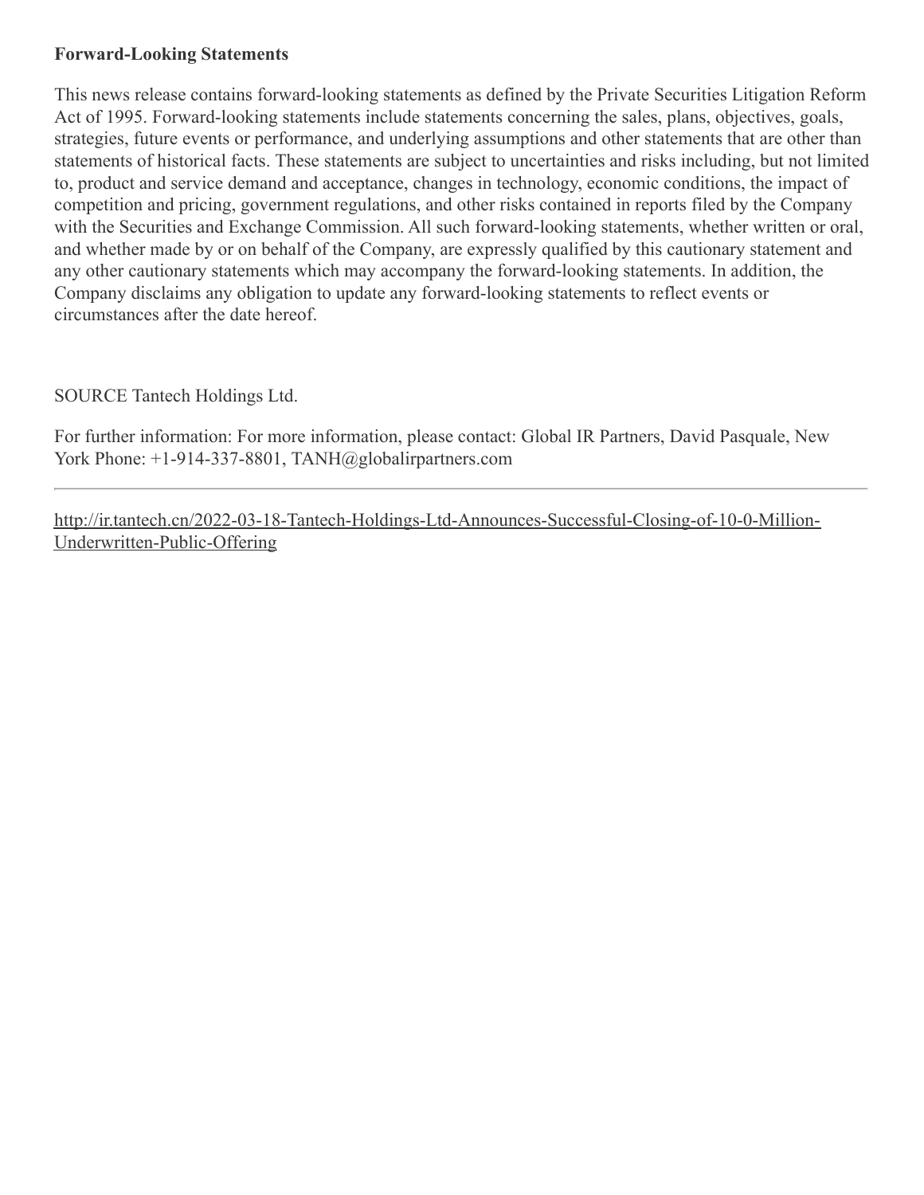**Forward-Looking Statements**

This news release contains forward-looking statements as defined by the Private Securities Litigation Reform Act of 1995. Forward-looking statements include statements concerning the sales, plans, objectives, goals, strategies, future events or performance, and underlying assumptions and other statements that are other than statements of historical facts. These statements are subject to uncertainties and risks including, but not limited to, product and service demand and acceptance, changes in technology, economic conditions, the impact of competition and pricing, government regulations, and other risks contained in reports filed by the Company with the Securities and Exchange Commission. All such forward-looking statements, whether written or oral, and whether made by or on behalf of the Company, are expressly qualified by this cautionary statement and any other cautionary statements which may accompany the forward-looking statements. In addition, the Company disclaims any obligation to update any forward-looking statements to reflect events or circumstances after the date hereof.

SOURCE Tantech Holdings Ltd.

For further information: For more information, please contact: Global IR Partners, David Pasquale, New York Phone: +1-914-337-8801, TANH@globalirpartners.com

---

http://ir.tantech.cn/2022-03-18-Tantech-Holdings-Ltd-Announces-Successful-Closing-of-10-0-Million-Underwritten-Public-Offering